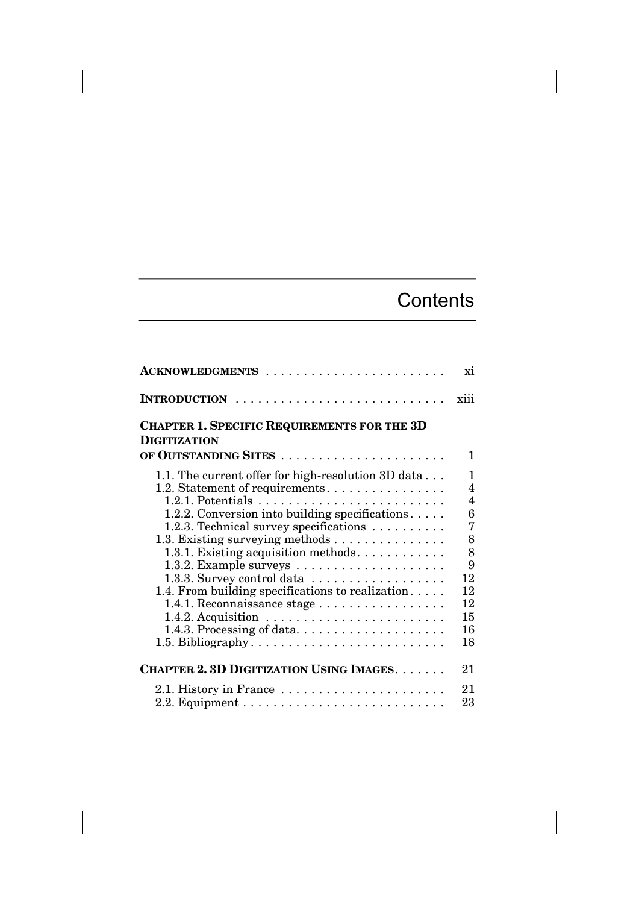# Contents

**ACKNOWLEDGMENTS** . . . . . . . . . . . . . . . . . . . . . . . . xi

**INTRODUCTION** . . . . . . . . . . . . . . . . . . . . . . . . . . . . xiii

**CHAPTER 1. SPECIFIC REQUIREMENTS FOR THE 3D DIGITIZATION OF OUTSTANDING SITES** . . . . . . . . . . . . . . . . . . . . . . 1

- 1.1. The current offer for high-resolution 3D data . . . 1
- 1.2. Statement of requirements . . . . . . . . . . . . . . . . 4
  - 1.2.1. Potentials . . . . . . . . . . . . . . . . . . . . . . . . . 4
  - 1.2.2. Conversion into building specifications . . . . . 6
  - 1.2.3. Technical survey specifications . . . . . . . . . . 7
- 1.3. Existing surveying methods . . . . . . . . . . . . . . . 8
  - 1.3.1. Existing acquisition methods . . . . . . . . . . . . 8
  - 1.3.2. Example surveys . . . . . . . . . . . . . . . . . . . . 9
  - 1.3.3. Survey control data . . . . . . . . . . . . . . . . . . 12
- 1.4. From building specifications to realization . . . . . 12
  - 1.4.1. Reconnaissance stage . . . . . . . . . . . . . . . . . 12
  - 1.4.2. Acquisition . . . . . . . . . . . . . . . . . . . . . . . . 15
  - 1.4.3. Processing of data . . . . . . . . . . . . . . . . . . . . 16
- 1.5. Bibliography . . . . . . . . . . . . . . . . . . . . . . . . . . 18

**CHAPTER 2. 3D DIGITIZATION USING IMAGES** . . . . . . . 21

- 2.1. History in France . . . . . . . . . . . . . . . . . . . . . . 21
- 2.2. Equipment . . . . . . . . . . . . . . . . . . . . . . . . . . . 23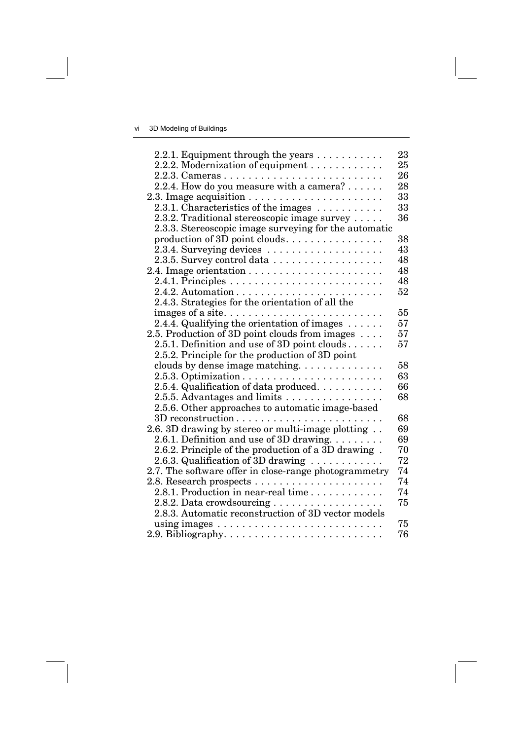2.2.1. Equipment through the years . . . . . . . . . . . 23
2.2.2. Modernization of equipment . . . . . . . . . . . . 25
2.2.3. Cameras . . . . . . . . . . . . . . . . . . . . . . . . . . 26
2.2.4. How do you measure with a camera? . . . . . . 28
2.3. Image acquisition . . . . . . . . . . . . . . . . . . . . . . 33
2.3.1. Characteristics of the images . . . . . . . . . . . 33
2.3.2. Traditional stereoscopic image survey . . . . . 36
2.3.3. Stereoscopic image surveying for the automatic production of 3D point clouds. . . . . . . . . . . . . . . . 38
2.3.4. Surveying devices . . . . . . . . . . . . . . . . . . . 43
2.3.5. Survey control data . . . . . . . . . . . . . . . . . . 48
2.4. Image orientation . . . . . . . . . . . . . . . . . . . . . . 48
2.4.1. Principles . . . . . . . . . . . . . . . . . . . . . . . . . 48
2.4.2. Automation . . . . . . . . . . . . . . . . . . . . . . . . 52
2.4.3. Strategies for the orientation of all the images of a site. . . . . . . . . . . . . . . . . . . . . . . . . 55
2.4.4. Qualifying the orientation of images . . . . . . 57
2.5. Production of 3D point clouds from images . . . . 57
2.5.1. Definition and use of 3D point clouds . . . . . . 57
2.5.2. Principle for the production of 3D point clouds by dense image matching. . . . . . . . . . . . . . 58
2.5.3. Optimization . . . . . . . . . . . . . . . . . . . . . . . 63
2.5.4. Qualification of data produced. . . . . . . . . . . 66
2.5.5. Advantages and limits . . . . . . . . . . . . . . . . 68
2.5.6. Other approaches to automatic image-based 3D reconstruction . . . . . . . . . . . . . . . . . . . . . . . . 68
2.6. 3D drawing by stereo or multi-image plotting . . 69
2.6.1. Definition and use of 3D drawing. . . . . . . . . 69
2.6.2. Principle of the production of a 3D drawing . 70
2.6.3. Qualification of 3D drawing . . . . . . . . . . . . 72
2.7. The software offer in close-range photogrammetry 74
2.8. Research prospects . . . . . . . . . . . . . . . . . . . . . 74
2.8.1. Production in near-real time . . . . . . . . . . . . 74
2.8.2. Data crowdsourcing . . . . . . . . . . . . . . . . . . 75
2.8.3. Automatic reconstruction of 3D vector models using images . . . . . . . . . . . . . . . . . . . . . . . . . . . 75
2.9. Bibliography. . . . . . . . . . . . . . . . . . . . . . . . . . 76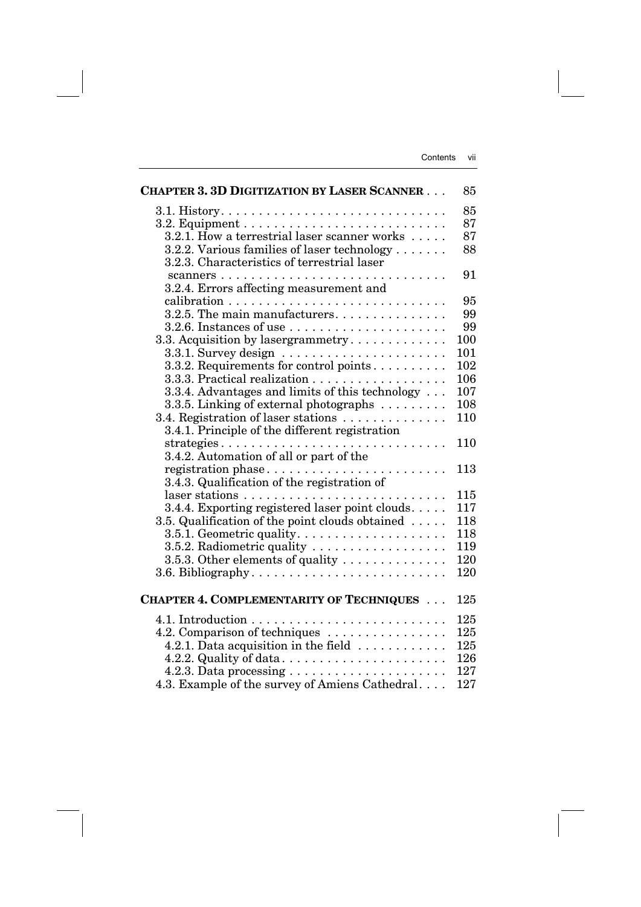**CHAPTER 3. 3D DIGITIZATION BY LASER SCANNER** . . . 85

3.1. History . . . 85
3.2. Equipment . . . 87
  3.2.1. How a terrestrial laser scanner works . . . 87
  3.2.2. Various families of laser technology . . . 88
  3.2.3. Characteristics of terrestrial laser scanners . . . 91
  3.2.4. Errors affecting measurement and calibration . . . 95
  3.2.5. The main manufacturers . . . 99
  3.2.6. Instances of use . . . 99
3.3. Acquisition by lasergrammetry . . . 100
  3.3.1. Survey design . . . 101
  3.3.2. Requirements for control points . . . 102
  3.3.3. Practical realization . . . 106
  3.3.4. Advantages and limits of this technology . . . 107
  3.3.5. Linking of external photographs . . . 108
3.4. Registration of laser stations . . . 110
  3.4.1. Principle of the different registration strategies . . . 110
  3.4.2. Automation of all or part of the registration phase . . . 113
  3.4.3. Qualification of the registration of laser stations . . . 115
  3.4.4. Exporting registered laser point clouds . . . 117
3.5. Qualification of the point clouds obtained . . . 118
  3.5.1. Geometric quality . . . 118
  3.5.2. Radiometric quality . . . 119
  3.5.3. Other elements of quality . . . 120
3.6. Bibliography . . . 120

**CHAPTER 4. COMPLEMENTARITY OF TECHNIQUES** . . . 125

4.1. Introduction . . . 125
4.2. Comparison of techniques . . . 125
  4.2.1. Data acquisition in the field . . . 125
  4.2.2. Quality of data . . . 126
  4.2.3. Data processing . . . 127
4.3. Example of the survey of Amiens Cathedral . . . 127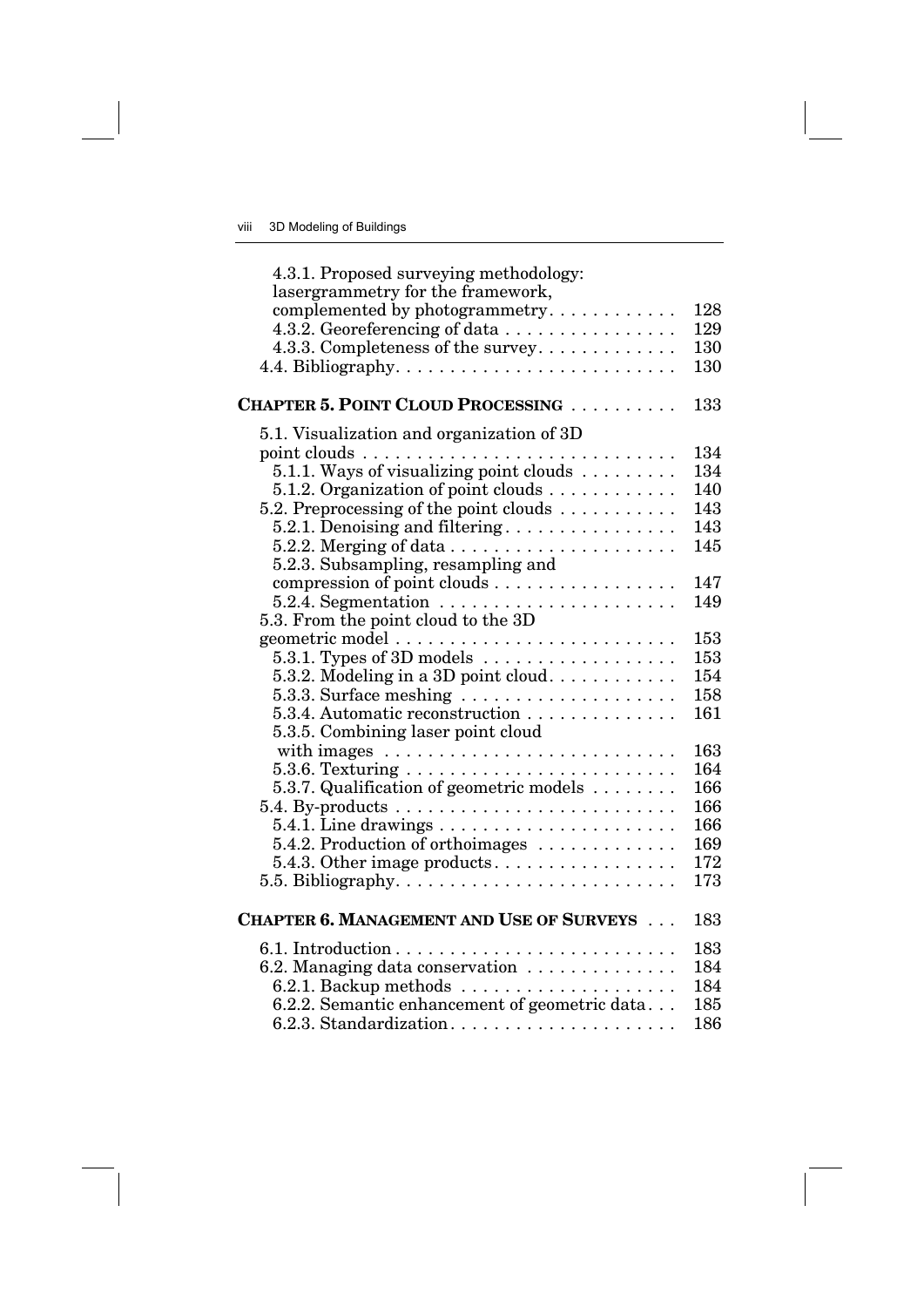4.3.1. Proposed surveying methodology: lasergrammetry for the framework, complemented by photogrammetry . . . . . . . . . . . 128
4.3.2. Georeferencing of data . . . . . . . . . . . . . . . 129
4.3.3. Completeness of the survey . . . . . . . . . . . . 130
4.4. Bibliography . . . . . . . . . . . . . . . . . . . . . . . . . 130

**CHAPTER 5. POINT CLOUD PROCESSING** . . . . . . . . . . 133

5.1. Visualization and organization of 3D point clouds . . . . . . . . . . . . . . . . . . . . . . . . . . . . 134
5.1.1. Ways of visualizing point clouds . . . . . . . . . 134
5.1.2. Organization of point clouds . . . . . . . . . . . . 140
5.2. Preprocessing of the point clouds . . . . . . . . . . . 143
5.2.1. Denoising and filtering . . . . . . . . . . . . . . . 143
5.2.2. Merging of data . . . . . . . . . . . . . . . . . . . . 145
5.2.3. Subsampling, resampling and compression of point clouds . . . . . . . . . . . . . . . . . 147
5.2.4. Segmentation . . . . . . . . . . . . . . . . . . . . . 149
5.3. From the point cloud to the 3D geometric model . . . . . . . . . . . . . . . . . . . . . . . . . . 153
5.3.1. Types of 3D models . . . . . . . . . . . . . . . . . 153
5.3.2. Modeling in a 3D point cloud . . . . . . . . . . . 154
5.3.3. Surface meshing . . . . . . . . . . . . . . . . . . . 158
5.3.4. Automatic reconstruction . . . . . . . . . . . . . 161
5.3.5. Combining laser point cloud with images . . . . . . . . . . . . . . . . . . . . . . . . . . 163
5.3.6. Texturing . . . . . . . . . . . . . . . . . . . . . . . . 164
5.3.7. Qualification of geometric models . . . . . . . . 166
5.4. By-products . . . . . . . . . . . . . . . . . . . . . . . . . 166
5.4.1. Line drawings . . . . . . . . . . . . . . . . . . . . . 166
5.4.2. Production of orthoimages . . . . . . . . . . . . 169
5.4.3. Other image products . . . . . . . . . . . . . . . . 172
5.5. Bibliography . . . . . . . . . . . . . . . . . . . . . . . . . 173

**CHAPTER 6. MANAGEMENT AND USE OF SURVEYS** . . . 183

6.1. Introduction . . . . . . . . . . . . . . . . . . . . . . . . . 183
6.2. Managing data conservation . . . . . . . . . . . . . 184
6.2.1. Backup methods . . . . . . . . . . . . . . . . . . . 184
6.2.2. Semantic enhancement of geometric data . . . 185
6.2.3. Standardization . . . . . . . . . . . . . . . . . . . . 186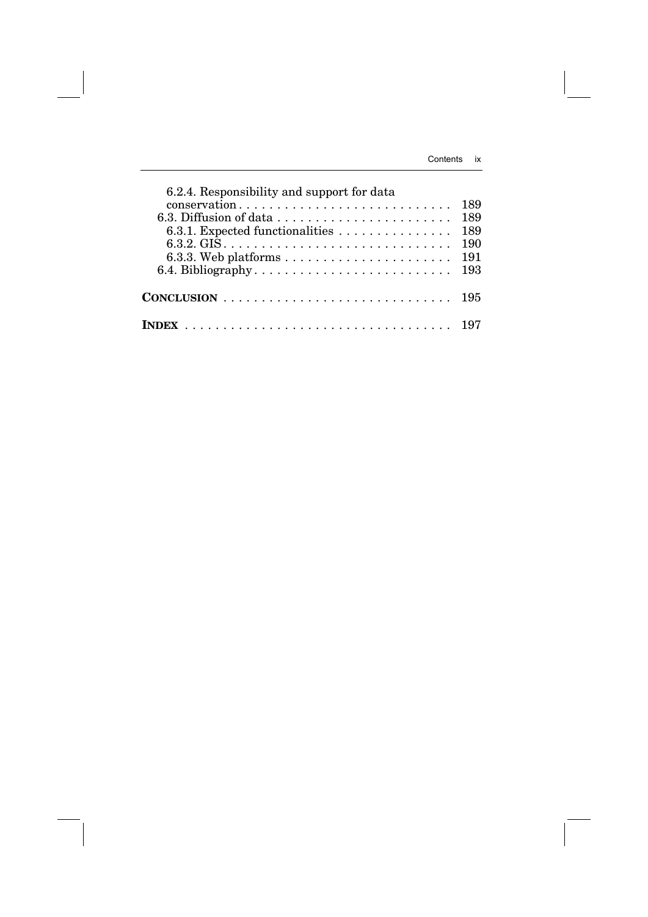6.2.4. Responsibility and support for data conservation . . . . . . . . . . . . . . . . . . . . . . . . . . . . 189
6.3. Diffusion of data . . . . . . . . . . . . . . . . . . . . . . . 189
6.3.1. Expected functionalities . . . . . . . . . . . . . . . 189
6.3.2. GIS . . . . . . . . . . . . . . . . . . . . . . . . . . . . . . 190
6.3.3. Web platforms . . . . . . . . . . . . . . . . . . . . . . 191
6.4. Bibliography . . . . . . . . . . . . . . . . . . . . . . . . . . 193

**CONCLUSION** . . . . . . . . . . . . . . . . . . . . . . . . . . . . . 195

**INDEX** . . . . . . . . . . . . . . . . . . . . . . . . . . . . . . . . . . 197